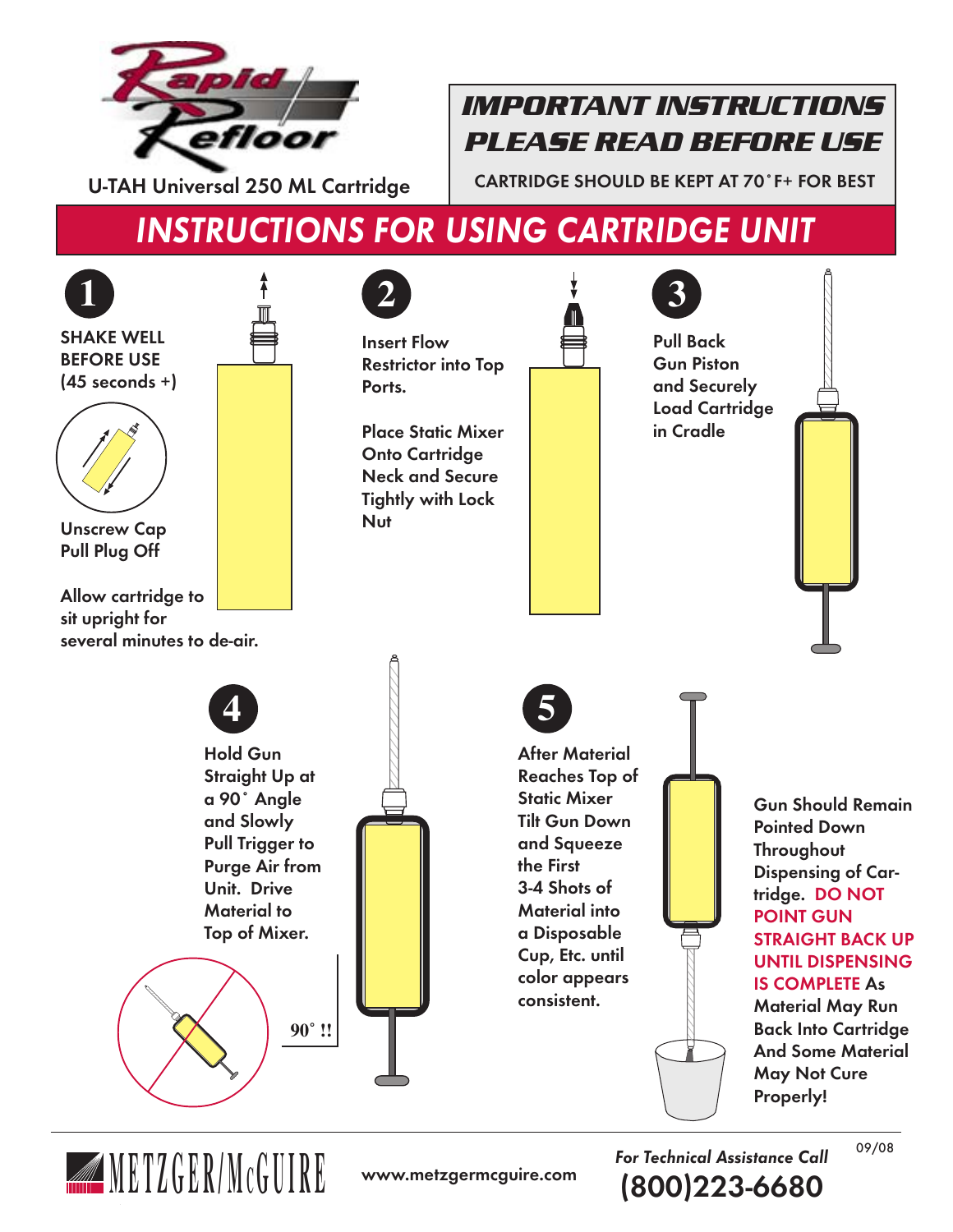Rapid Refloor

U-TAH Universal 250 ML Cartridge

## IMPORTANT INSTRUCTIONS PLEASE READ BEFORE USE

CARTRIDGE SHOULD BE KEPT AT 70˚F+ FOR BEST

# INSTRUCTIONS FOR USING CARTRIDGE UNIT

**1**

SHAKE WELL BEFORE USE (45 seconds +)

Unscrew Cap
Pull Plug Off

Allow cartridge to sit upright for several minutes to de-air.

**2**

Insert Flow Restrictor into Top Ports.

Place Static Mixer Onto Cartridge Neck and Secure Tightly with Lock Nut

**3**

Pull Back Gun Piston and Securely Load Cartridge in Cradle

**4**

Hold Gun Straight Up at a 90˚ Angle and Slowly Pull Trigger to Purge Air from Unit. Drive Material to Top of Mixer.

90˚ !!

**5**

After Material Reaches Top of Static Mixer Tilt Gun Down and Squeeze the First 3-4 Shots of Material into a Disposable Cup, Etc. until color appears consistent.

Gun Should Remain Pointed Down Throughout Dispensing of Cartridge. DO NOT POINT GUN STRAIGHT BACK UP UNTIL DISPENSING IS COMPLETE As Material May Run Back Into Cartridge And Some Material May Not Cure Properly!

METZGER/McGUIRE

www.metzgermcguire.com

*For Technical Assistance Call*
(800)223-6680

09/08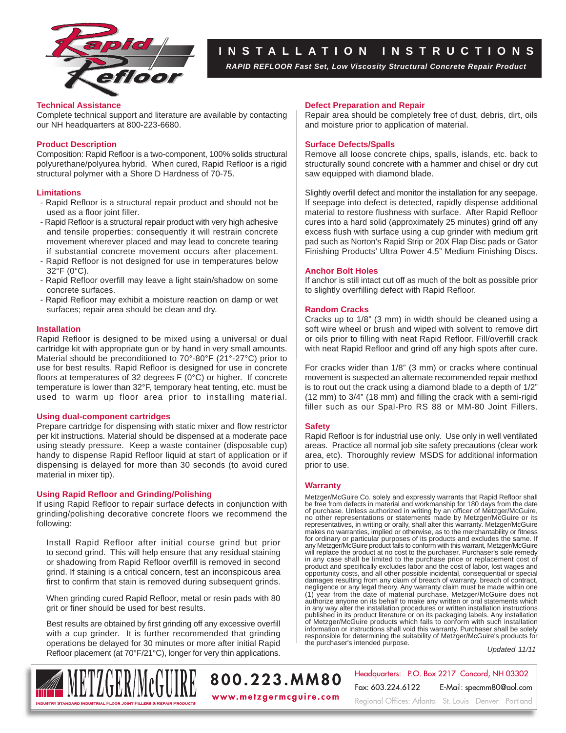# INSTALLATION INSTRUCTIONS

***RAPID REFLOOR Fast Set, Low Viscosity Structural Concrete Repair Product***

## Technical Assistance

Complete technical support and literature are available by contacting our NH headquarters at 800-223-6680.

## Product Description

Composition: Rapid Refloor is a two-component, 100% solids structural polyurethane/polyurea hybrid. When cured, Rapid Refloor is a rigid structural polymer with a Shore D Hardness of 70-75.

## Limitations

- Rapid Refloor is a structural repair product and should not be used as a floor joint filler.
- Rapid Refloor is a structural repair product with very high adhesive and tensile properties; consequently it will restrain concrete movement wherever placed and may lead to concrete tearing if substantial concrete movement occurs after placement.
- Rapid Refloor is not designed for use in temperatures below 32°F (0°C).
- Rapid Refloor overfill may leave a light stain/shadow on some concrete surfaces.
- Rapid Refloor may exhibit a moisture reaction on damp or wet surfaces; repair area should be clean and dry.

## Installation

Rapid Refloor is designed to be mixed using a universal or dual cartridge kit with appropriate gun or by hand in very small amounts. Material should be preconditioned to 70°-80°F (21°-27°C) prior to use for best results. Rapid Refloor is designed for use in concrete floors at temperatures of 32 degrees F (0°C) or higher. If concrete temperature is lower than 32°F, temporary heat tenting, etc. must be used to warm up floor area prior to installing material.

## Using dual-component cartridges

Prepare cartridge for dispensing with static mixer and flow restrictor per kit instructions. Material should be dispensed at a moderate pace using steady pressure. Keep a waste container (disposable cup) handy to dispense Rapid Refloor liquid at start of application or if dispensing is delayed for more than 30 seconds (to avoid cured material in mixer tip).

## Using Rapid Refloor and Grinding/Polishing

If using Rapid Refloor to repair surface defects in conjunction with grinding/polishing decorative concrete floors we recommend the following:

Install Rapid Refloor after initial course grind but prior to second grind. This will help ensure that any residual staining or shadowing from Rapid Refloor overfill is removed in second grind. If staining is a critical concern, test an inconspicuous area first to confirm that stain is removed during subsequent grinds.

When grinding cured Rapid Refloor, metal or resin pads with 80 grit or finer should be used for best results.

Best results are obtained by first grinding off any excessive overfill with a cup grinder. It is further recommended that grinding operations be delayed for 30 minutes or more after initial Rapid Refloor placement (at 70°F/21°C), longer for very thin applications.

## Defect Preparation and Repair

Repair area should be completely free of dust, debris, dirt, oils and moisture prior to application of material.

## Surface Defects/Spalls

Remove all loose concrete chips, spalls, islands, etc. back to structurally sound concrete with a hammer and chisel or dry cut saw equipped with diamond blade.

Slightly overfill defect and monitor the installation for any seepage. If seepage into defect is detected, rapidly dispense additional material to restore flushness with surface. After Rapid Refloor cures into a hard solid (approximately 25 minutes) grind off any excess flush with surface using a cup grinder with medium grit pad such as Norton's Rapid Strip or 20X Flap Disc pads or Gator Finishing Products' Ultra Power 4.5" Medium Finishing Discs.

## Anchor Bolt Holes

If anchor is still intact cut off as much of the bolt as possible prior to slightly overfilling defect with Rapid Refloor.

## Random Cracks

Cracks up to 1/8" (3 mm) in width should be cleaned using a soft wire wheel or brush and wiped with solvent to remove dirt or oils prior to filling with neat Rapid Refloor. Fill/overfill crack with neat Rapid Refloor and grind off any high spots after cure.

For cracks wider than 1/8" (3 mm) or cracks where continual movement is suspected an alternate recommended repair method is to rout out the crack using a diamond blade to a depth of 1/2" (12 mm) to 3/4" (18 mm) and filling the crack with a semi-rigid filler such as our Spal-Pro RS 88 or MM-80 Joint Fillers.

## Safety

Rapid Refloor is for industrial use only. Use only in well ventilated areas. Practice all normal job site safety precautions (clear work area, etc). Thoroughly review MSDS for additional information prior to use.

## Warranty

Metzger/McGuire Co. solely and expressly warrants that Rapid Refloor shall be free from defects in material and workmanship for 180 days from the date of purchase. Unless authorized in writing by an officer of Metzger/McGuire, no other representations or statements made by Metzger/McGuire or its representatives, in writing or orally, shall alter this warranty. Metzger/McGuire makes no warranties, implied or otherwise, as to the merchantability or fitness for ordinary or particular purposes of its products and excludes the same. If any Metzger/McGuire product fails to conform with this warrant, Metzger/McGuire will replace the product at no cost to the purchaser. Purchaser's sole remedy in any case shall be limited to the purchase price or replacement cost of product and specifically excludes labor and the cost of labor, lost wages and opportunity costs, and all other possible incidental, consequential or special damages resulting from any claim of breach of warranty, breach of contract, negligence or any legal theory. Any warranty claim must be made within one (1) year from the date of material purchase. Metzger/McGuire does not authorize anyone on its behalf to make any written or oral statements which in any way alter the installation procedures or written installation instructions published in its product literature or on its packaging labels. Any installation of Metzger/McGuire products which fails to conform with such installation information or instructions shall void this warranty. Purchaser shall be solely responsible for determining the suitability of Metzger/McGuire's products for the purchaser's intended purpose.

*Updated 11/11*

METZGER/McGUIRE
INDUSTRY STANDARD INDUSTRIAL FLOOR JOINT FILLERS & REPAIR PRODUCTS

800.223.MM80
www.metzgermcguire.com

Headquarters: P.O. Box 2217 Concord, NH 03302
Fax: 603.224.6122 E-Mail: specmm80@aol.com
Regional Offices: Atlanta - St. Louis - Denver - Portland